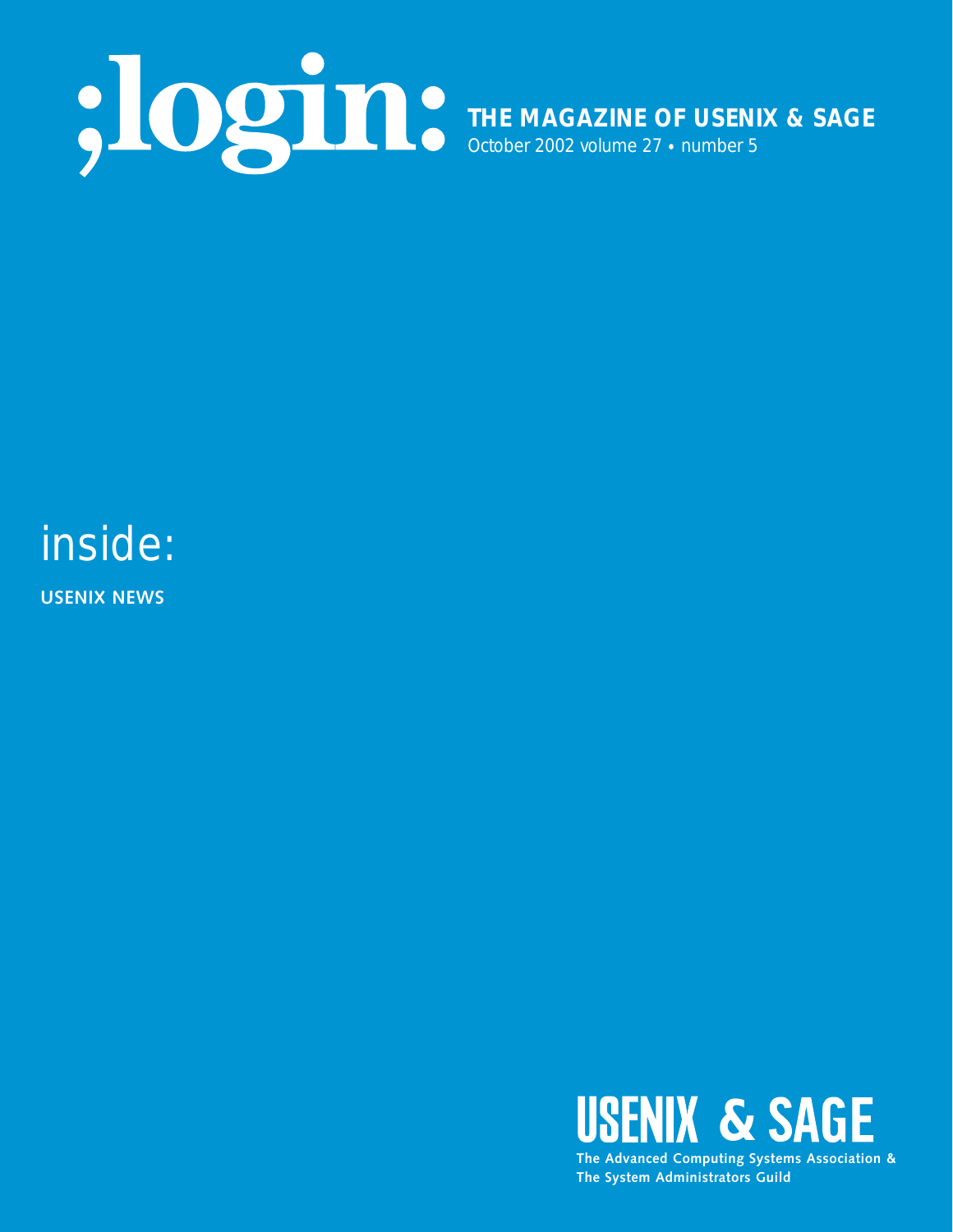# ;login:

**THE MAGAZINE OF USENIX & SAGE**

October 2002 volume 27 • number 5

## inside:

**USENIX NEWS**

**USENIX & SAGE**

**The Advanced Computing Systems Association & The System Administrators Guild**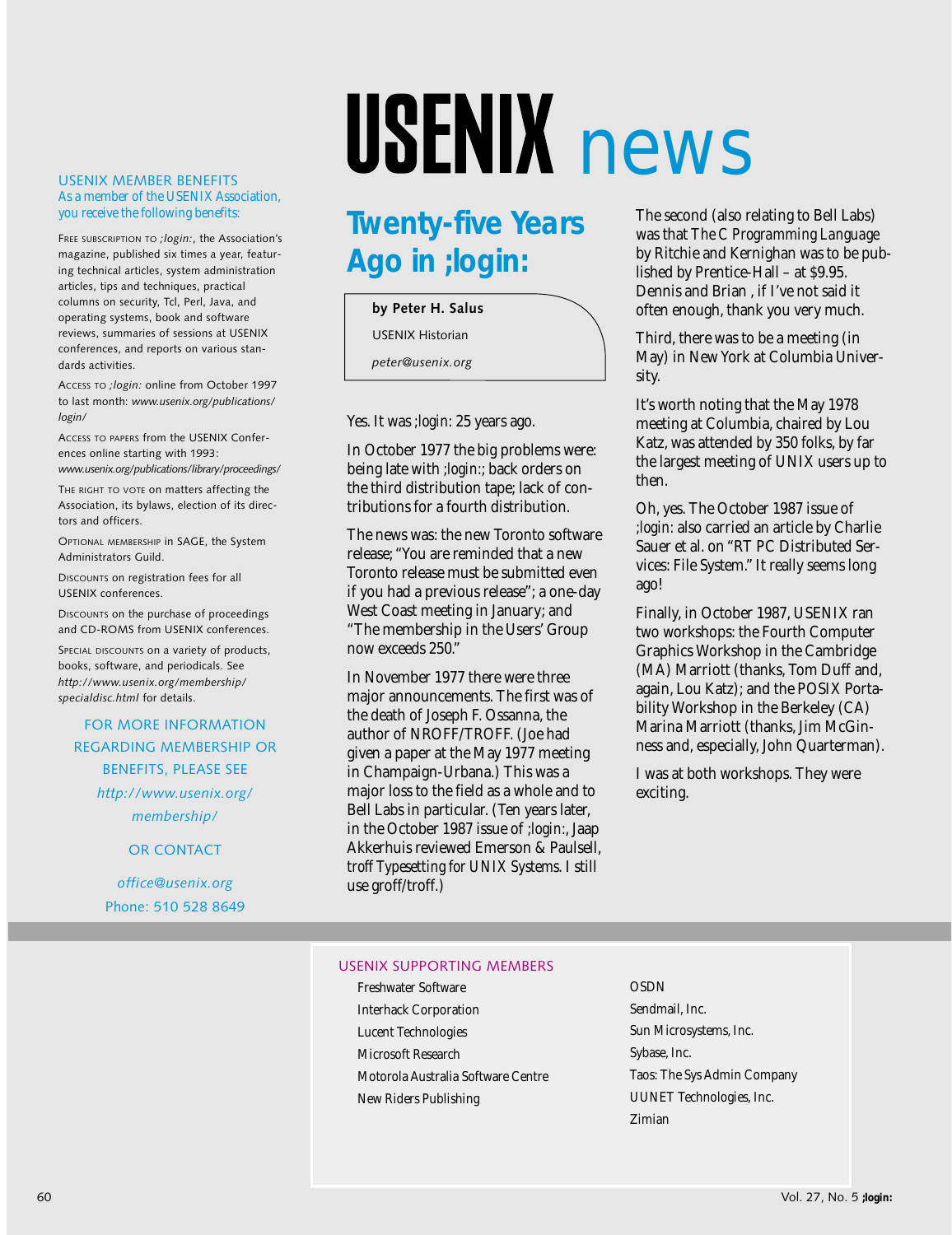# USENIX news

USENIX MEMBER BENEFITS

*As a member of the USENIX Association, you receive the following benefits:*

FREE SUBSCRIPTION TO *;login:*, the Association's magazine, published six times a year, featuring technical articles, system administration articles, tips and techniques, practical columns on security, Tcl, Perl, Java, and operating systems, book and software reviews, summaries of sessions at USENIX conferences, and reports on various standards activities.

ACCESS TO *;login:* online from October 1997 to last month: *www.usenix.org/publications/login/*

ACCESS TO PAPERS from the USENIX Conferences online starting with 1993: *www.usenix.org/publications/library/proceedings/*

THE RIGHT TO VOTE on matters affecting the Association, its bylaws, election of its directors and officers.

OPTIONAL MEMBERSHIP in SAGE, the System Administrators Guild.

DISCOUNTS on registration fees for all USENIX conferences.

DISCOUNTS on the purchase of proceedings and CD-ROMS from USENIX conferences.

SPECIAL DISCOUNTS on a variety of products, books, software, and periodicals. See *http://www.usenix.org/membership/specialdisc.html* for details.

FOR MORE INFORMATION REGARDING MEMBERSHIP OR BENEFITS, PLEASE SEE *http://www.usenix.org/membership/*

OR CONTACT

*office@usenix.org*

Phone: 510 528 8649

## Twenty-five Years Ago in ;login:

**by Peter H. Salus**

USENIX Historian

*peter@usenix.org*

Yes. It was ;login: 25 years ago.

In October 1977 the big problems were: being late with ;login:; back orders on the third distribution tape; lack of contributions for a fourth distribution.

The news was: the new Toronto software release; "You are reminded that a new Toronto release must be submitted even if you had a previous release"; a one-day West Coast meeting in January; and "The membership in the Users' Group now exceeds 250."

In November 1977 there were three major announcements. The first was of the death of Joseph F. Ossanna, the author of NROFF/TROFF. (Joe had given a paper at the May 1977 meeting in Champaign-Urbana.) This was a major loss to the field as a whole and to Bell Labs in particular. (Ten years later, in the October 1987 issue of ;login:, Jaap Akkerhuis reviewed Emerson & Paulsell, *troff Typesetting for UNIX Systems*. I still use groff/troff.)

The second (also relating to Bell Labs) was that *The C Programming Language* by Ritchie and Kernighan was to be published by Prentice-Hall – at $9.95. Dennis and Brian , if I've not said it often enough, thank you very much.

Third, there was to be a meeting (in May) in New York at Columbia University.

It's worth noting that the May 1978 meeting at Columbia, chaired by Lou Katz, was attended by 350 folks, by far the largest meeting of UNIX users up to then.

Oh, yes. The October 1987 issue of ;login: also carried an article by Charlie Sauer et al. on "RT PC Distributed Services: File System." It really seems long ago!

Finally, in October 1987, USENIX ran two workshops: the Fourth Computer Graphics Workshop in the Cambridge (MA) Marriott (thanks, Tom Duff and, again, Lou Katz); and the POSIX Portability Workshop in the Berkeley (CA) Marina Marriott (thanks, Jim McGinness and, especially, John Quarterman).

I was at both workshops. They were exciting.

USENIX SUPPORTING MEMBERS

- Freshwater Software
- Interhack Corporation
- Lucent Technologies
- Microsoft Research
- Motorola Australia Software Centre
- New Riders Publishing
- OSDN
- Sendmail, Inc.
- Sun Microsystems, Inc.
- Sybase, Inc.
- Taos: The Sys Admin Company
- UUNET Technologies, Inc.
- Zimian